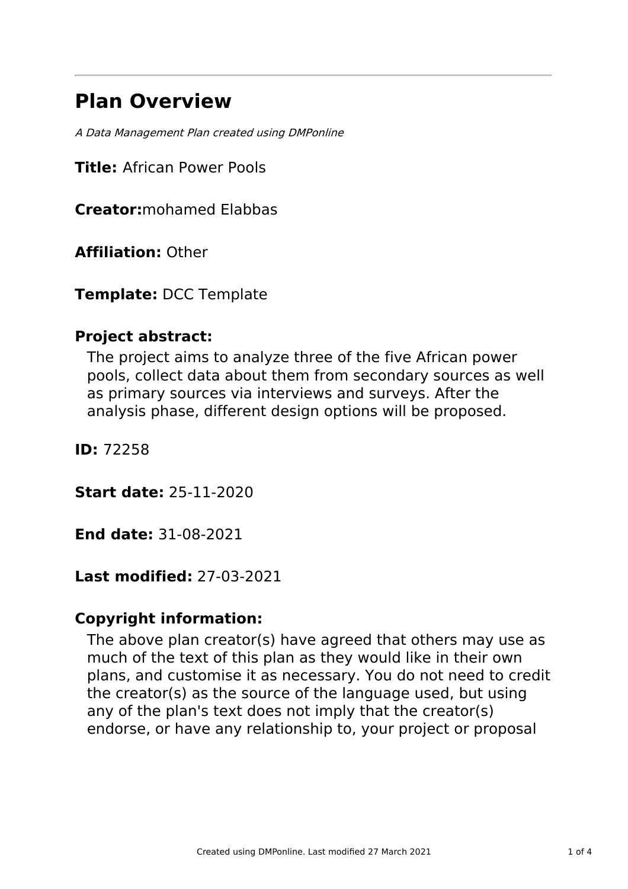# Plan Overview

*A Data Management Plan created using DMPonline*

**Title:** African Power Pools

**Creator:**mohamed Elabbas

**Affiliation:** Other

**Template:** DCC Template

**Project abstract:**

The project aims to analyze three of the five African power pools, collect data about them from secondary sources as well as primary sources via interviews and surveys. After the analysis phase, different design options will be proposed.

**ID:** 72258

**Start date:** 25-11-2020

**End date:** 31-08-2021

**Last modified:** 27-03-2021

**Copyright information:**

The above plan creator(s) have agreed that others may use as much of the text of this plan as they would like in their own plans, and customise it as necessary. You do not need to credit the creator(s) as the source of the language used, but using any of the plan's text does not imply that the creator(s) endorse, or have any relationship to, your project or proposal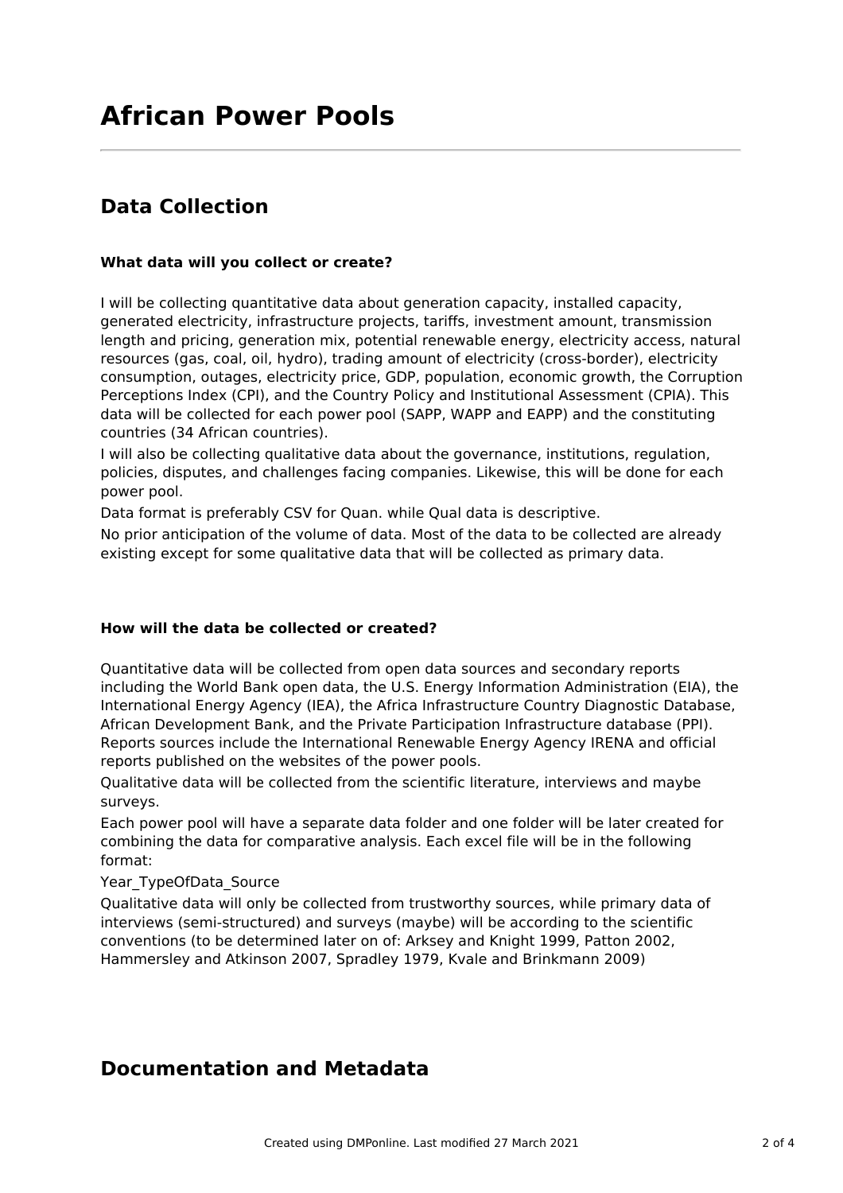# African Power Pools

## Data Collection

### What data will you collect or create?

I will be collecting quantitative data about generation capacity, installed capacity, generated electricity, infrastructure projects, tariffs, investment amount, transmission length and pricing, generation mix, potential renewable energy, electricity access, natural resources (gas, coal, oil, hydro), trading amount of electricity (cross-border), electricity consumption, outages, electricity price, GDP, population, economic growth, the Corruption Perceptions Index (CPI), and the Country Policy and Institutional Assessment (CPIA). This data will be collected for each power pool (SAPP, WAPP and EAPP) and the constituting countries (34 African countries).

I will also be collecting qualitative data about the governance, institutions, regulation, policies, disputes, and challenges facing companies. Likewise, this will be done for each power pool.

Data format is preferably CSV for Quan. while Qual data is descriptive.

No prior anticipation of the volume of data. Most of the data to be collected are already existing except for some qualitative data that will be collected as primary data.

### How will the data be collected or created?

Quantitative data will be collected from open data sources and secondary reports including the World Bank open data, the U.S. Energy Information Administration (EIA), the International Energy Agency (IEA), the Africa Infrastructure Country Diagnostic Database, African Development Bank, and the Private Participation Infrastructure database (PPI). Reports sources include the International Renewable Energy Agency IRENA and official reports published on the websites of the power pools.

Qualitative data will be collected from the scientific literature, interviews and maybe surveys.

Each power pool will have a separate data folder and one folder will be later created for combining the data for comparative analysis. Each excel file will be in the following format:

Year_TypeOfData_Source

Qualitative data will only be collected from trustworthy sources, while primary data of interviews (semi-structured) and surveys (maybe) will be according to the scientific conventions (to be determined later on of: Arksey and Knight 1999, Patton 2002, Hammersley and Atkinson 2007, Spradley 1979, Kvale and Brinkmann 2009)

## Documentation and Metadata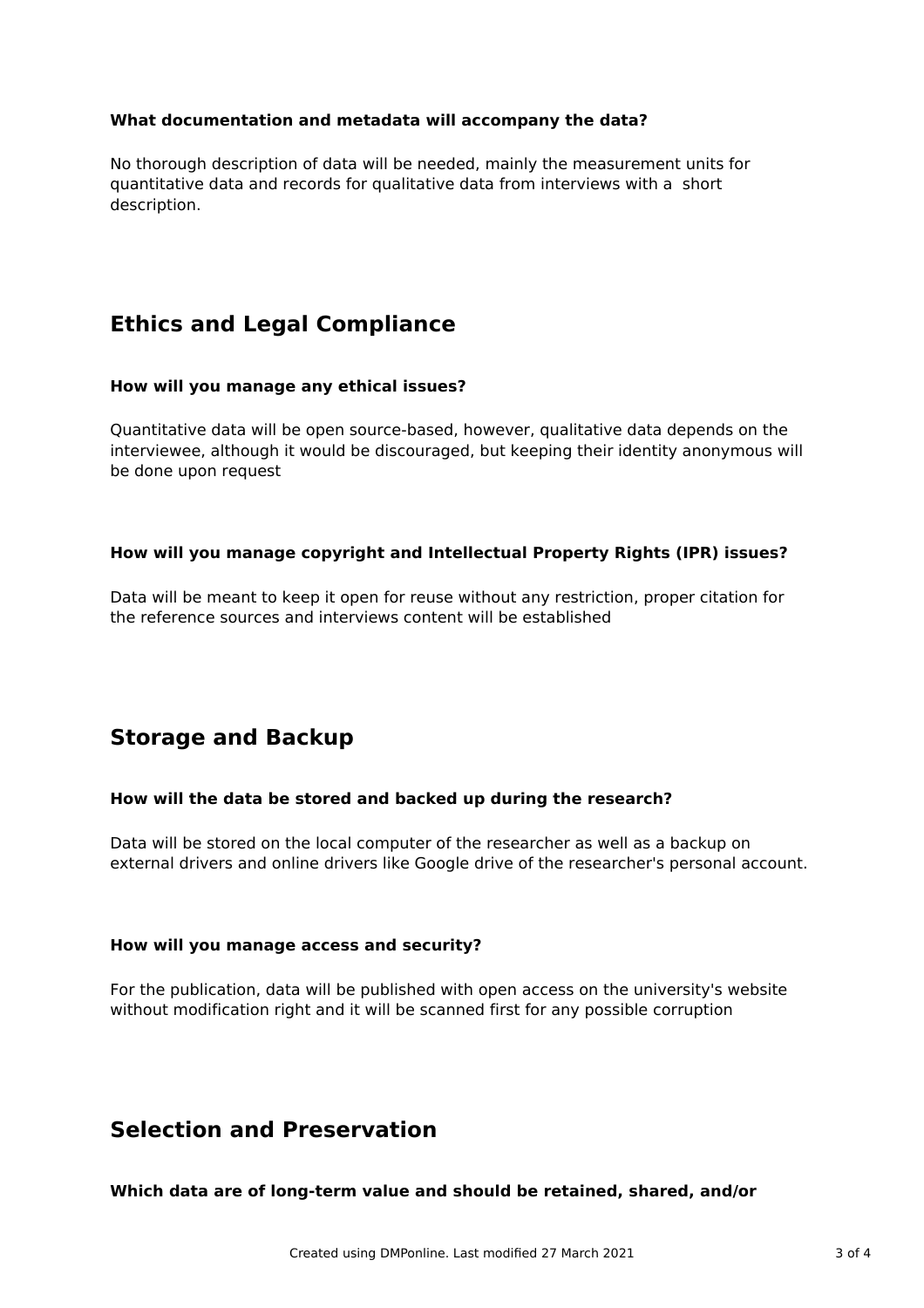### What documentation and metadata will accompany the data?

No thorough description of data will be needed, mainly the measurement units for quantitative data and records for qualitative data from interviews with a  short description.

## Ethics and Legal Compliance

### How will you manage any ethical issues?

Quantitative data will be open source-based, however, qualitative data depends on the interviewee, although it would be discouraged, but keeping their identity anonymous will be done upon request

### How will you manage copyright and Intellectual Property Rights (IPR) issues?

Data will be meant to keep it open for reuse without any restriction, proper citation for the reference sources and interviews content will be established

## Storage and Backup

### How will the data be stored and backed up during the research?

Data will be stored on the local computer of the researcher as well as a backup on external drivers and online drivers like Google drive of the researcher's personal account.

### How will you manage access and security?

For the publication, data will be published with open access on the university's website without modification right and it will be scanned first for any possible corruption

## Selection and Preservation

### Which data are of long-term value and should be retained, shared, and/or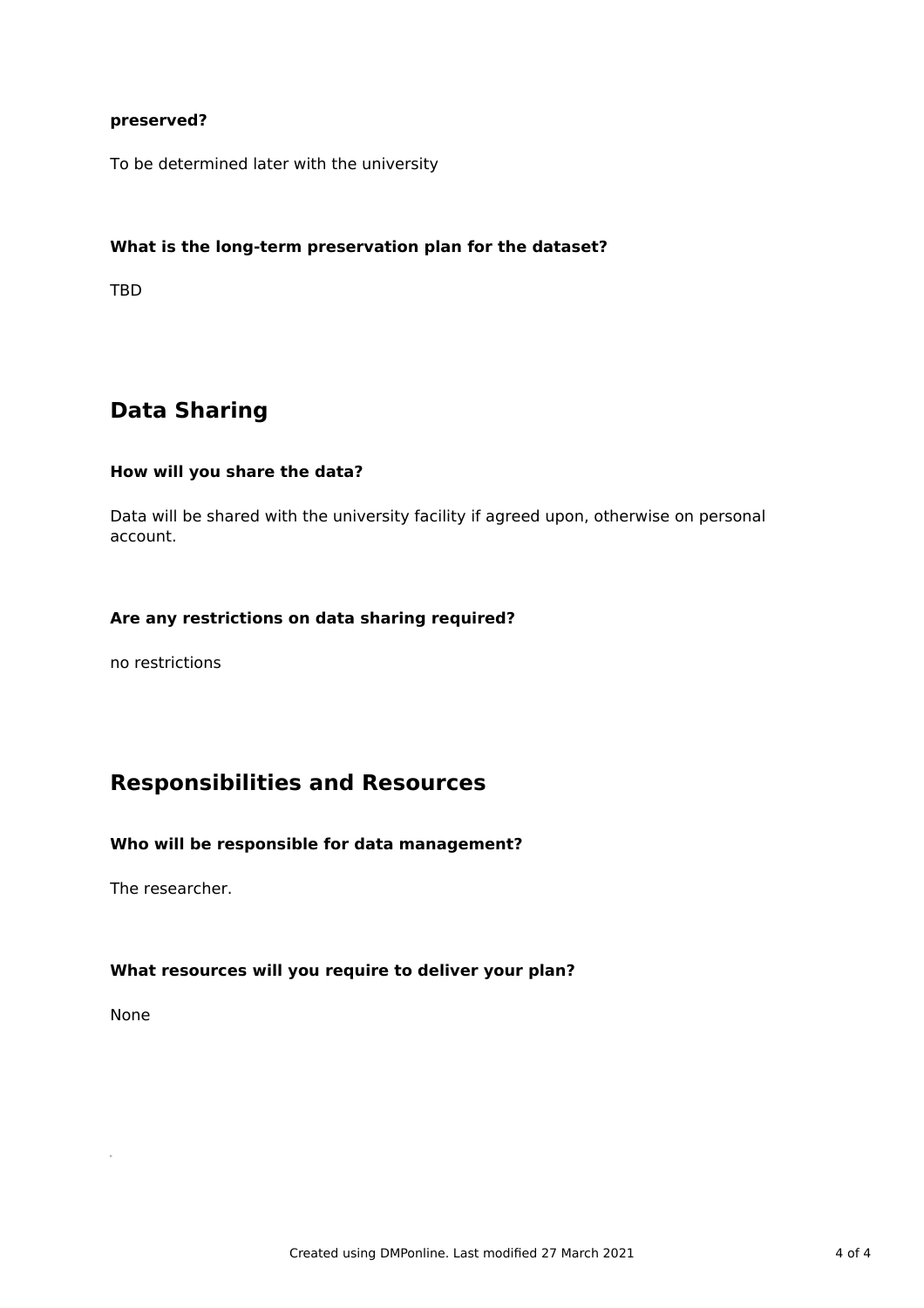**preserved?**

To be determined later with the university

**What is the long-term preservation plan for the dataset?**

TBD

## Data Sharing

**How will you share the data?**

Data will be shared with the university facility if agreed upon, otherwise on personal account.

**Are any restrictions on data sharing required?**

no restrictions

## Responsibilities and Resources

**Who will be responsible for data management?**

The researcher.

**What resources will you require to deliver your plan?**

None

Created using DMPonline. Last modified 27 March 2021